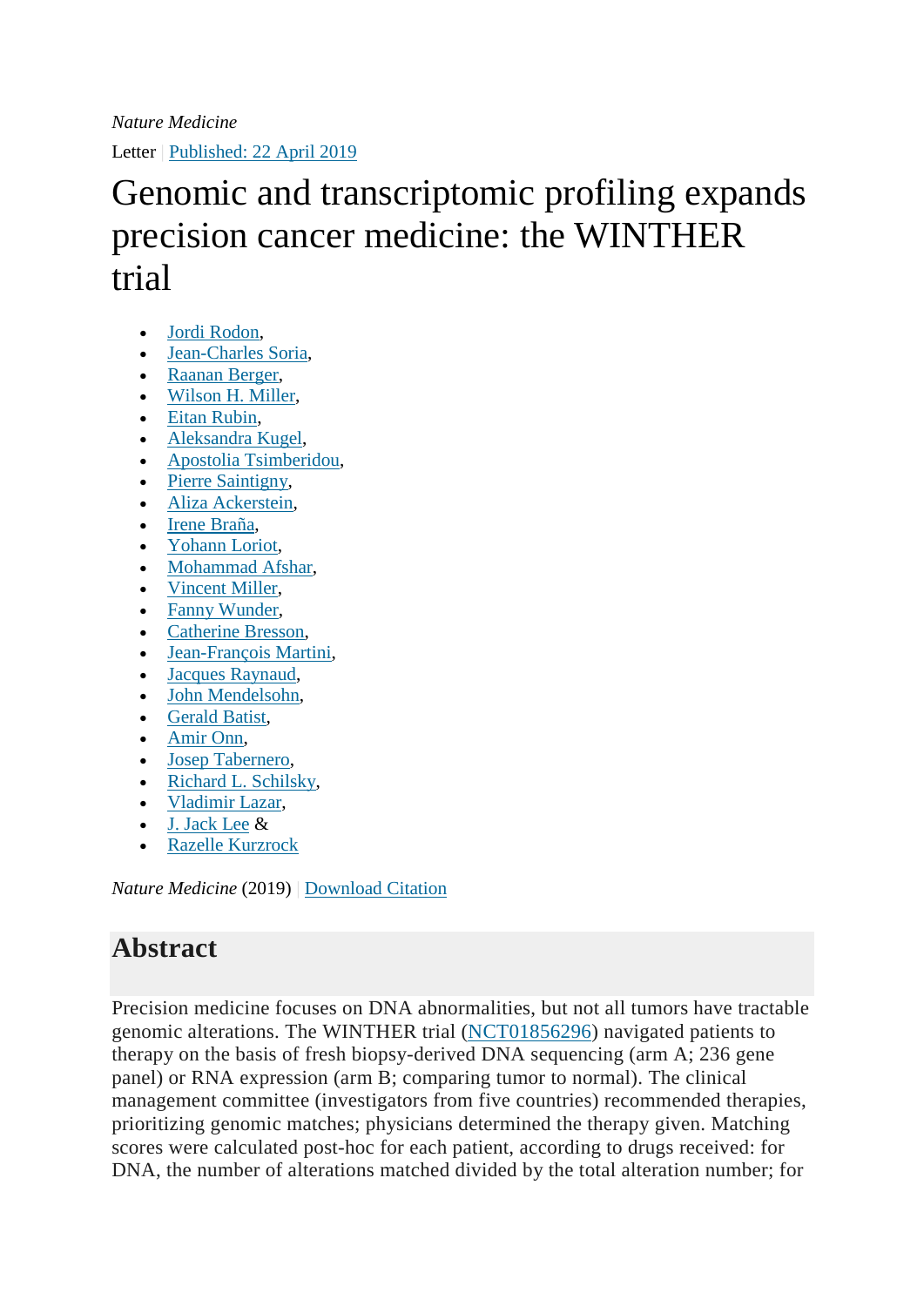*Nature Medicine*

Letter | Published: 22 April 2019

# Genomic and transcriptomic profiling expands precision cancer medicine: the WINTHER trial

- Jordi Rodon,
- Jean-Charles Soria,
- Raanan Berger,
- Wilson H. Miller,
- Eitan Rubin,
- Aleksandra Kugel,
- Apostolia Tsimberidou,
- Pierre Saintigny,
- Aliza Ackerstein,
- Irene Braña,
- Yohann Loriot,
- Mohammad Afshar,
- Vincent Miller,
- Fanny Wunder,
- Catherine Bresson,
- Jean-François Martini,
- Jacques Raynaud,
- John Mendelsohn,
- Gerald Batist,
- Amir Onn,
- Josep Tabernero,
- Richard L. Schilsky,
- Vladimir Lazar,
- J. Jack Lee &
- Razelle Kurzrock

*Nature Medicine* (2019) | Download Citation

## Abstract

Precision medicine focuses on DNA abnormalities, but not all tumors have tractable genomic alterations. The WINTHER trial (NCT01856296) navigated patients to therapy on the basis of fresh biopsy-derived DNA sequencing (arm A; 236 gene panel) or RNA expression (arm B; comparing tumor to normal). The clinical management committee (investigators from five countries) recommended therapies, prioritizing genomic matches; physicians determined the therapy given. Matching scores were calculated post-hoc for each patient, according to drugs received: for DNA, the number of alterations matched divided by the total alteration number; for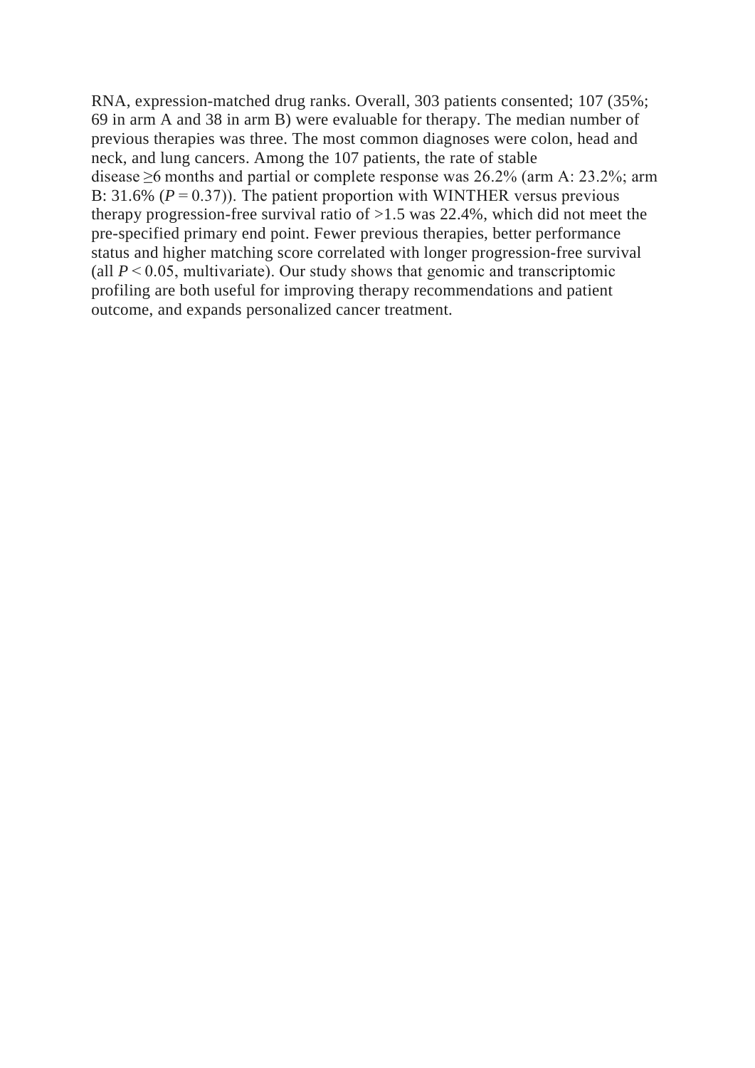RNA, expression-matched drug ranks. Overall, 303 patients consented; 107 (35%; 69 in arm A and 38 in arm B) were evaluable for therapy. The median number of previous therapies was three. The most common diagnoses were colon, head and neck, and lung cancers. Among the 107 patients, the rate of stable disease ≥6 months and partial or complete response was 26.2% (arm A: 23.2%; arm B: 31.6% ($P = 0.37$)). The patient proportion with WINTHER versus previous therapy progression-free survival ratio of >1.5 was 22.4%, which did not meet the pre-specified primary end point. Fewer previous therapies, better performance status and higher matching score correlated with longer progression-free survival (all $P < 0.05$, multivariate). Our study shows that genomic and transcriptomic profiling are both useful for improving therapy recommendations and patient outcome, and expands personalized cancer treatment.